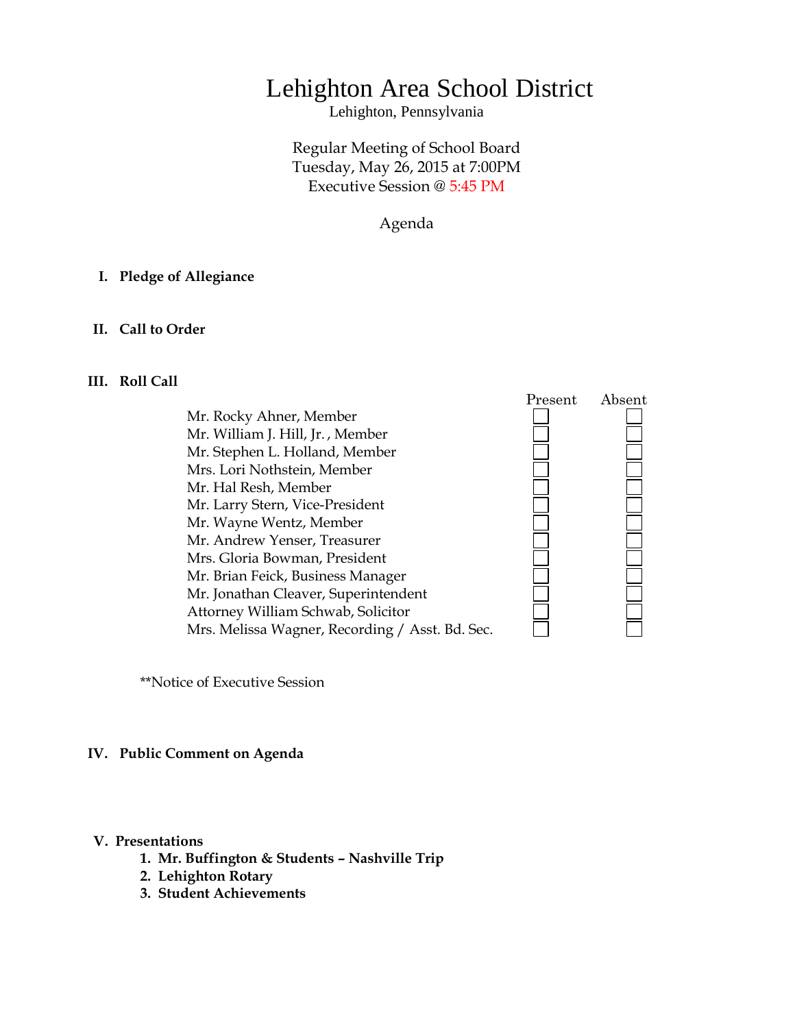# Lehighton Area School District

Lehighton, Pennsylvania

Regular Meeting of School Board
Tuesday, May 26, 2015 at 7:00PM
Executive Session @ 5:45 PM

Agenda

**I. Pledge of Allegiance**

**II. Call to Order**

**III. Roll Call**

| | Present | Absent |
|---|---|---|
| Mr. Rocky Ahner, Member | ☐ | ☐ |
| Mr. William J. Hill, Jr. , Member | ☐ | ☐ |
| Mr. Stephen L. Holland, Member | ☐ | ☐ |
| Mrs. Lori Nothstein, Member | ☐ | ☐ |
| Mr. Hal Resh, Member | ☐ | ☐ |
| Mr. Larry Stern, Vice-President | ☐ | ☐ |
| Mr. Wayne Wentz, Member | ☐ | ☐ |
| Mr. Andrew Yenser, Treasurer | ☐ | ☐ |
| Mrs. Gloria Bowman, President | ☐ | ☐ |
| Mr. Brian Feick, Business Manager | ☐ | ☐ |
| Mr. Jonathan Cleaver, Superintendent | ☐ | ☐ |
| Attorney William Schwab, Solicitor | ☐ | ☐ |
| Mrs. Melissa Wagner, Recording / Asst. Bd. Sec. | ☐ | ☐ |

**Notice of Executive Session

**IV. Public Comment on Agenda**

**V. Presentations**

1. **Mr. Buffington & Students – Nashville Trip**
2. **Lehighton Rotary**
3. **Student Achievements**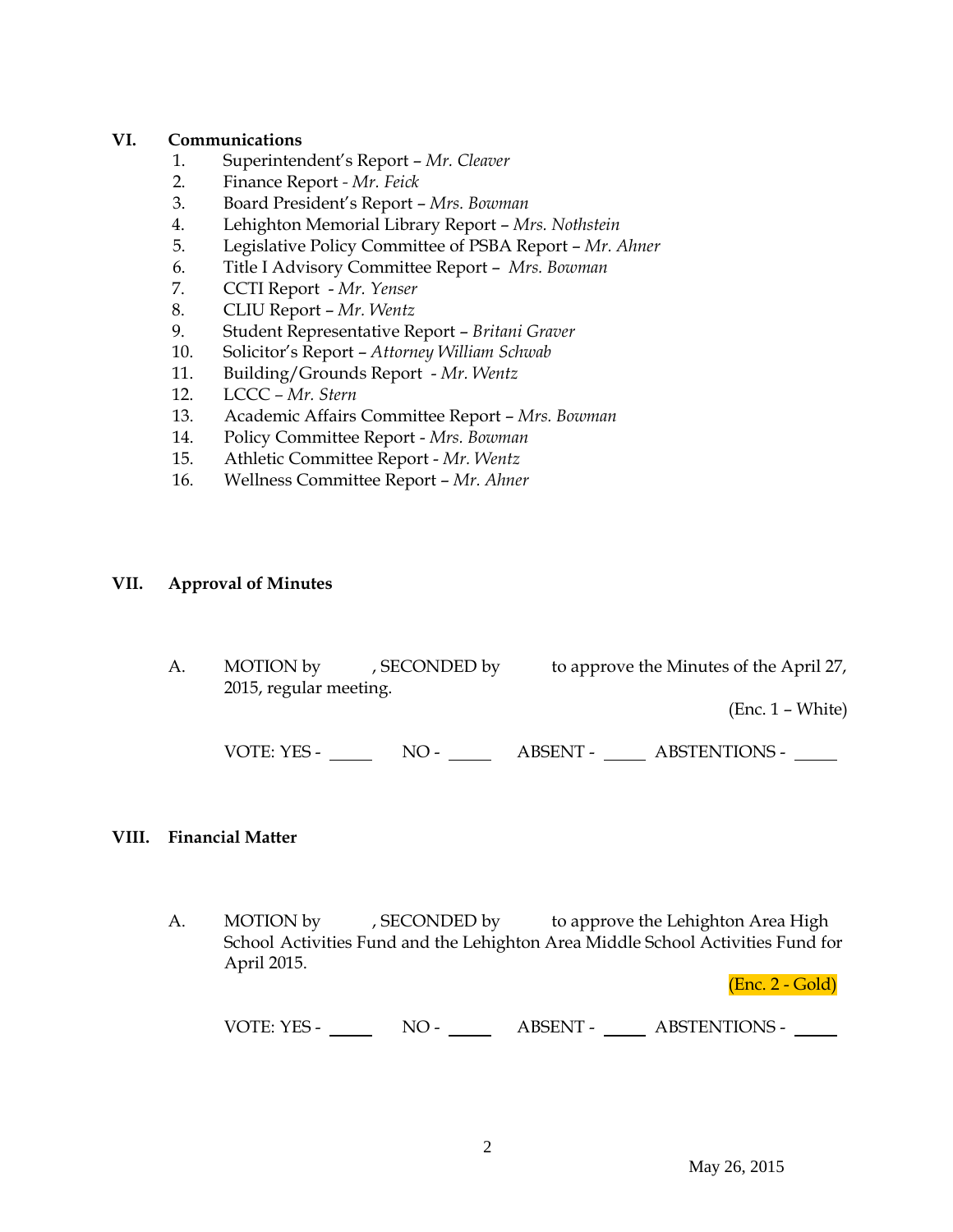## VI. Communications

1. Superintendent's Report – *Mr. Cleaver*
2. Finance Report - *Mr. Feick*
3. Board President's Report – *Mrs. Bowman*
4. Lehighton Memorial Library Report – *Mrs. Nothstein*
5. Legislative Policy Committee of PSBA Report – *Mr. Ahner*
6. Title I Advisory Committee Report – *Mrs. Bowman*
7. CCTI Report - *Mr. Yenser*
8. CLIU Report – *Mr. Wentz*
9. Student Representative Report – *Britani Graver*
10. Solicitor's Report – *Attorney William Schwab*
11. Building/Grounds Report - *Mr. Wentz*
12. LCCC – *Mr. Stern*
13. Academic Affairs Committee Report – *Mrs. Bowman*
14. Policy Committee Report - *Mrs. Bowman*
15. Athletic Committee Report - *Mr. Wentz*
16. Wellness Committee Report – *Mr. Ahner*

## VII. Approval of Minutes

A. MOTION by , SECONDED by to approve the Minutes of the April 27, 2015, regular meeting.

(Enc. 1 – White)

VOTE: YES - _____ NO - _____ ABSENT - _____ ABSTENTIONS - _____

## VIII. Financial Matter

A. MOTION by , SECONDED by to approve the Lehighton Area High School Activities Fund and the Lehighton Area Middle School Activities Fund for April 2015.

(Enc. 2 - Gold)

VOTE: YES - _____ NO - _____ ABSENT - _____ ABSTENTIONS - _____

May 26, 2015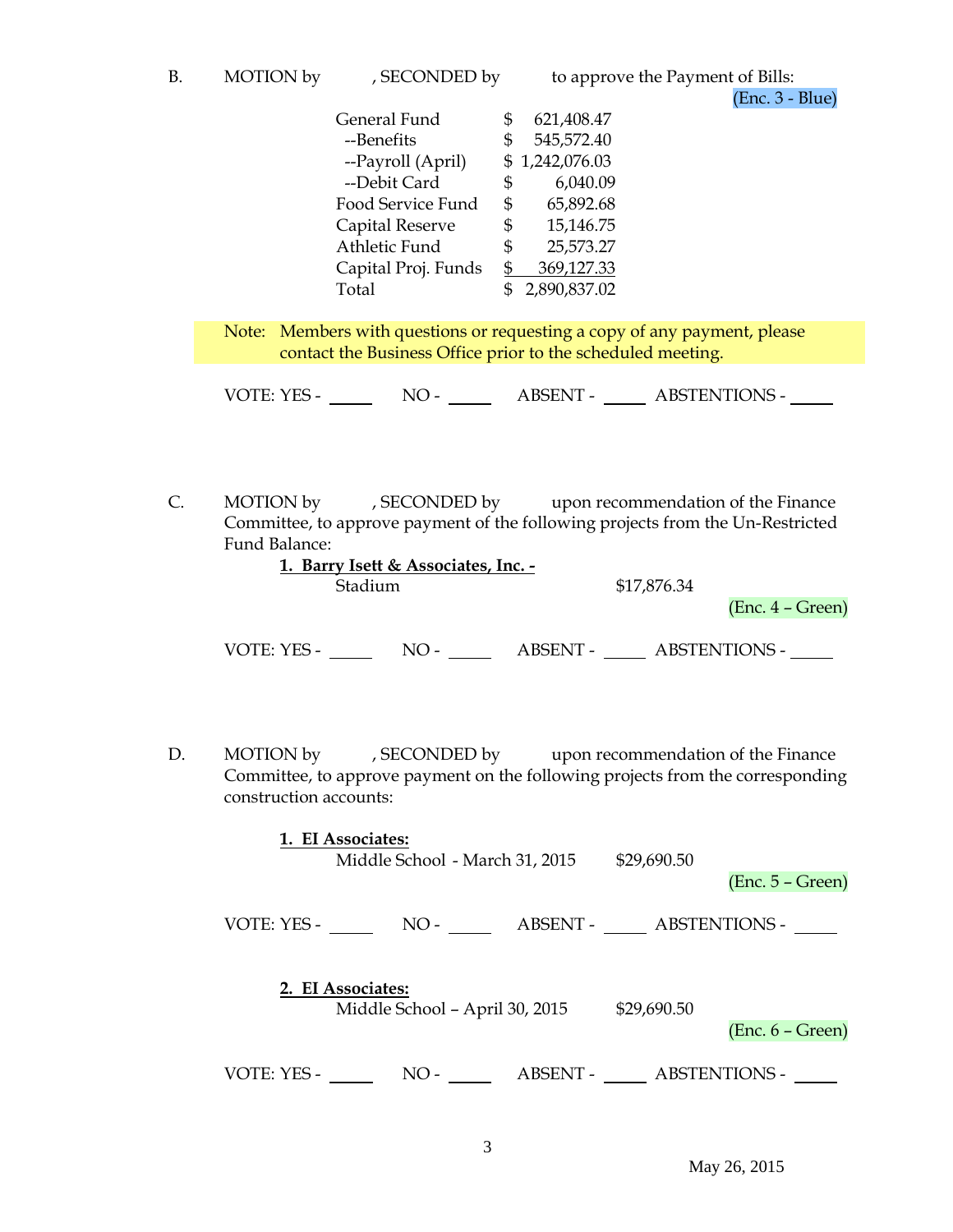B. MOTION by , SECONDED by to approve the Payment of Bills:

(Enc. 3 - Blue)

| | | |
|---|---|---|
| General Fund | $ | 621,408.47 |
| --Benefits | $ | 545,572.40 |
| --Payroll (April) | $ | 1,242,076.03 |
| --Debit Card | $ | 6,040.09 |
| Food Service Fund | $ | 65,892.68 |
| Capital Reserve | $ | 15,146.75 |
| Athletic Fund | $ | 25,573.27 |
| Capital Proj. Funds | $ | 369,127.33 |
| Total | $ | 2,890,837.02 |

Note: Members with questions or requesting a copy of any payment, please contact the Business Office prior to the scheduled meeting.

VOTE: YES - _____ NO - _____ ABSENT - _____ ABSTENTIONS - _____

C. MOTION by , SECONDED by upon recommendation of the Finance Committee, to approve payment of the following projects from the Un-Restricted Fund Balance:

**1. Barry Isett & Associates, Inc. -**

Stadium $17,876.34

(Enc. 4 – Green)

VOTE: YES - _____ NO - _____ ABSENT - _____ ABSTENTIONS - _____

D. MOTION by , SECONDED by upon recommendation of the Finance Committee, to approve payment on the following projects from the corresponding construction accounts:

**1. EI Associates:**

Middle School - March 31, 2015 $29,690.50

(Enc. 5 – Green)

VOTE: YES - _____ NO - _____ ABSENT - _____ ABSTENTIONS - _____

**2. EI Associates:**

Middle School – April 30, 2015 $29,690.50

(Enc. 6 – Green)

VOTE: YES - _____ NO - _____ ABSENT - _____ ABSTENTIONS - _____

May 26, 2015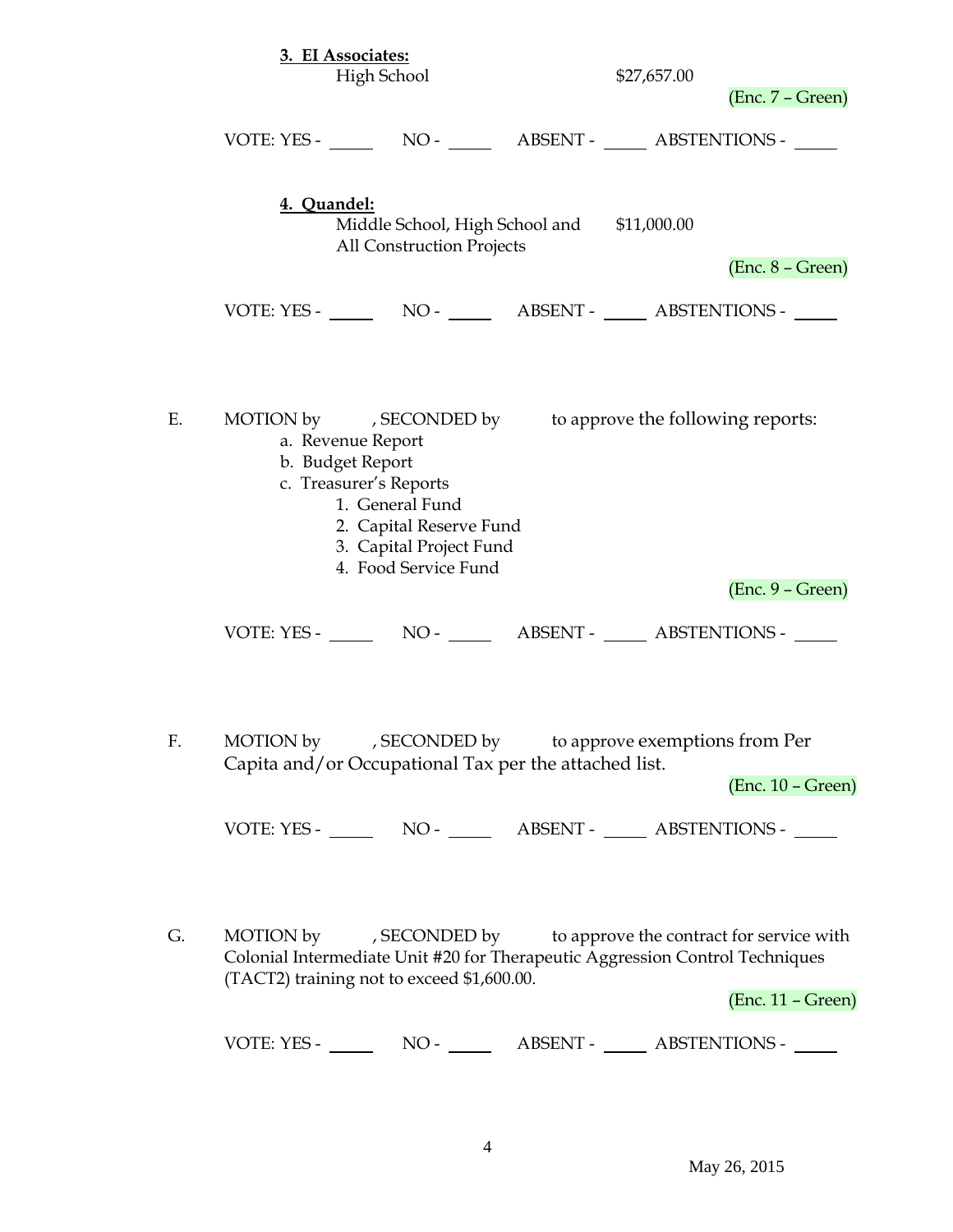**3. EI Associates:**

High School $27,657.00

(Enc. 7 – Green)

VOTE: YES - _____ NO - _____ ABSENT - _____ ABSTENTIONS - _____

**4. Quandel:**

Middle School, High School and All Construction Projects $11,000.00

(Enc. 8 – Green)

VOTE: YES - _____ NO - _____ ABSENT - _____ ABSTENTIONS - _____

E. MOTION by , SECONDED by to approve the following reports:

a. Revenue Report
b. Budget Report
c. Treasurer's Reports
   1. General Fund
   2. Capital Reserve Fund
   3. Capital Project Fund
   4. Food Service Fund

(Enc. 9 – Green)

VOTE: YES - _____ NO - _____ ABSENT - _____ ABSTENTIONS - _____

F. MOTION by , SECONDED by to approve exemptions from Per Capita and/or Occupational Tax per the attached list.

(Enc. 10 – Green)

VOTE: YES - _____ NO - _____ ABSENT - _____ ABSTENTIONS - _____

G. MOTION by , SECONDED by to approve the contract for service with Colonial Intermediate Unit #20 for Therapeutic Aggression Control Techniques (TACT2) training not to exceed $1,600.00.

(Enc. 11 – Green)

VOTE: YES - _____ NO - _____ ABSENT - _____ ABSTENTIONS - _____

May 26, 2015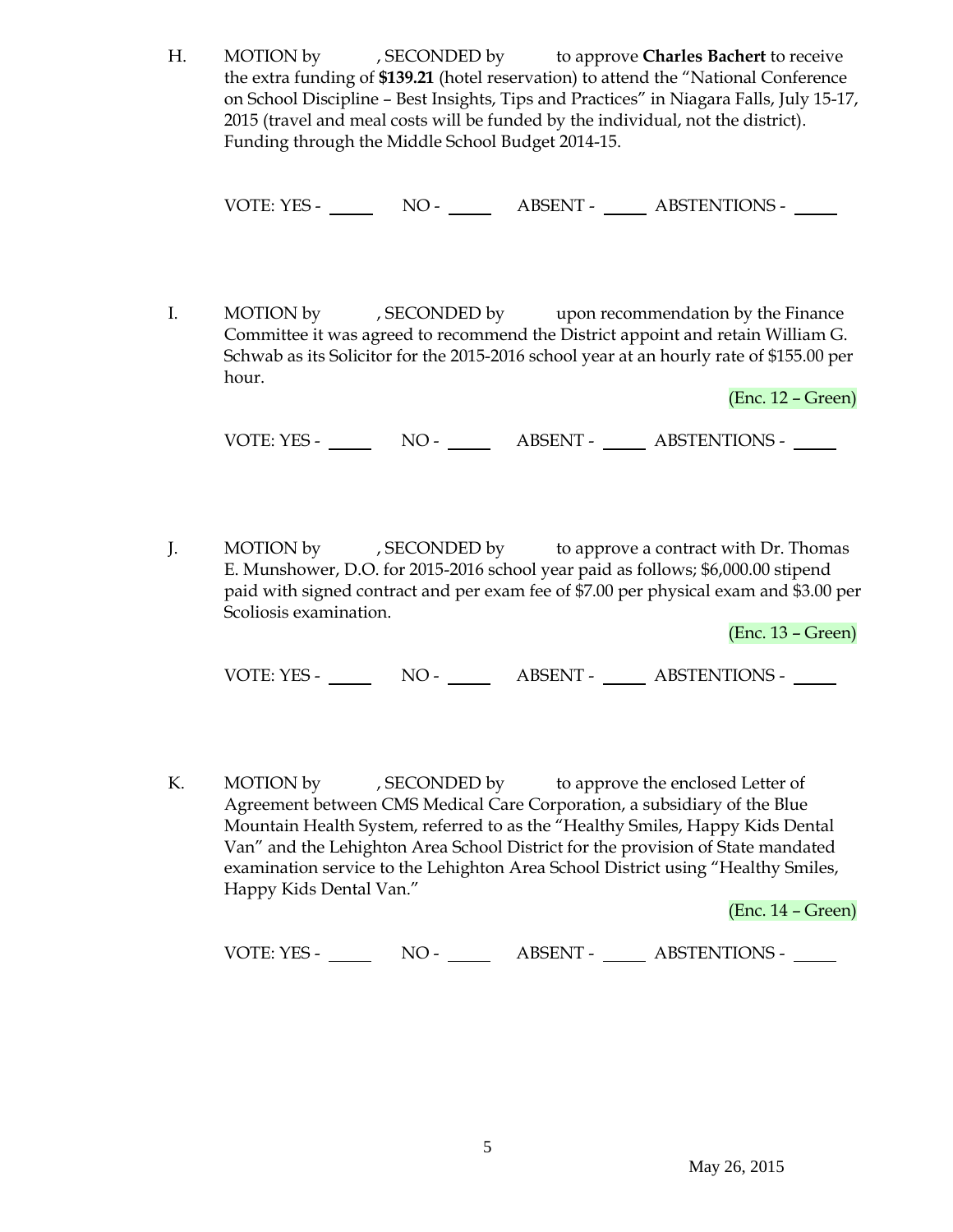H. MOTION by , SECONDED by to approve **Charles Bachert** to receive the extra funding of **$139.21** (hotel reservation) to attend the "National Conference on School Discipline – Best Insights, Tips and Practices" in Niagara Falls, July 15-17, 2015 (travel and meal costs will be funded by the individual, not the district). Funding through the Middle School Budget 2014-15.

VOTE: YES - _____ NO - _____ ABSENT - _____ ABSTENTIONS - _____

I. MOTION by , SECONDED by upon recommendation by the Finance Committee it was agreed to recommend the District appoint and retain William G. Schwab as its Solicitor for the 2015-2016 school year at an hourly rate of $155.00 per hour.

(Enc. 12 – Green)

VOTE: YES - _____ NO - _____ ABSENT - _____ ABSTENTIONS - _____

J. MOTION by , SECONDED by to approve a contract with Dr. Thomas E. Munshower, D.O. for 2015-2016 school year paid as follows; $6,000.00 stipend paid with signed contract and per exam fee of $7.00 per physical exam and $3.00 per Scoliosis examination.

(Enc. 13 – Green)

VOTE: YES - _____ NO - _____ ABSENT - _____ ABSTENTIONS - _____

K. MOTION by , SECONDED by to approve the enclosed Letter of Agreement between CMS Medical Care Corporation, a subsidiary of the Blue Mountain Health System, referred to as the "Healthy Smiles, Happy Kids Dental Van" and the Lehighton Area School District for the provision of State mandated examination service to the Lehighton Area School District using "Healthy Smiles, Happy Kids Dental Van."

(Enc. 14 – Green)

VOTE: YES - _____ NO - _____ ABSENT - _____ ABSTENTIONS - _____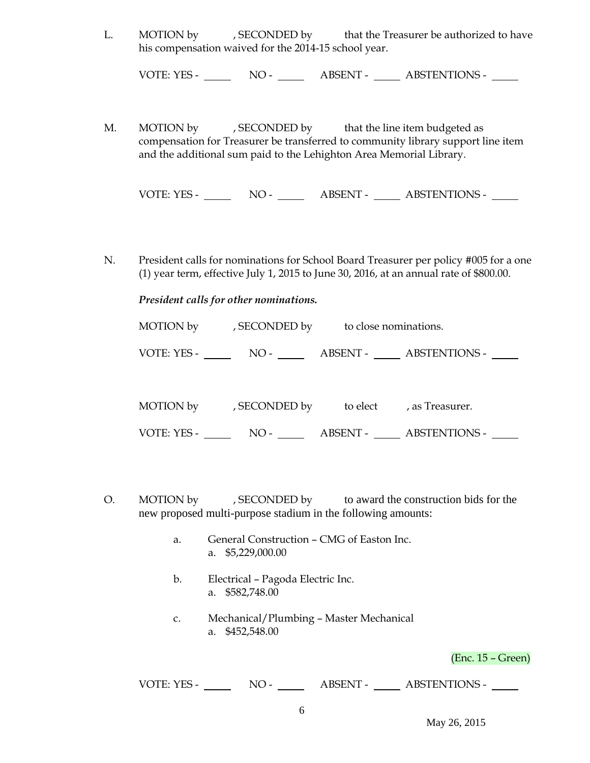L. MOTION by , SECONDED by that the Treasurer be authorized to have his compensation waived for the 2014-15 school year.

VOTE: YES - _____ NO - _____ ABSENT - _____ ABSTENTIONS - _____

M. MOTION by , SECONDED by that the line item budgeted as compensation for Treasurer be transferred to community library support line item and the additional sum paid to the Lehighton Area Memorial Library.

VOTE: YES - _____ NO - _____ ABSENT - _____ ABSTENTIONS - _____

N. President calls for nominations for School Board Treasurer per policy #005 for a one (1) year term, effective July 1, 2015 to June 30, 2016, at an annual rate of $800.00.

***President calls for other nominations.***

MOTION by , SECONDED by to close nominations.

VOTE: YES - _____ NO - _____ ABSENT - _____ ABSTENTIONS - _____

MOTION by , SECONDED by to elect , as Treasurer.

VOTE: YES - _____ NO - _____ ABSENT - _____ ABSTENTIONS - _____

O. MOTION by , SECONDED by to award the construction bids for the new proposed multi-purpose stadium in the following amounts:

a. General Construction – CMG of Easton Inc.
   a. $5,229,000.00

b. Electrical – Pagoda Electric Inc.
   a. $582,748.00

c. Mechanical/Plumbing – Master Mechanical
   a. $452,548.00

(Enc. 15 – Green)

VOTE: YES - _____ NO - _____ ABSENT - _____ ABSTENTIONS - _____

May 26, 2015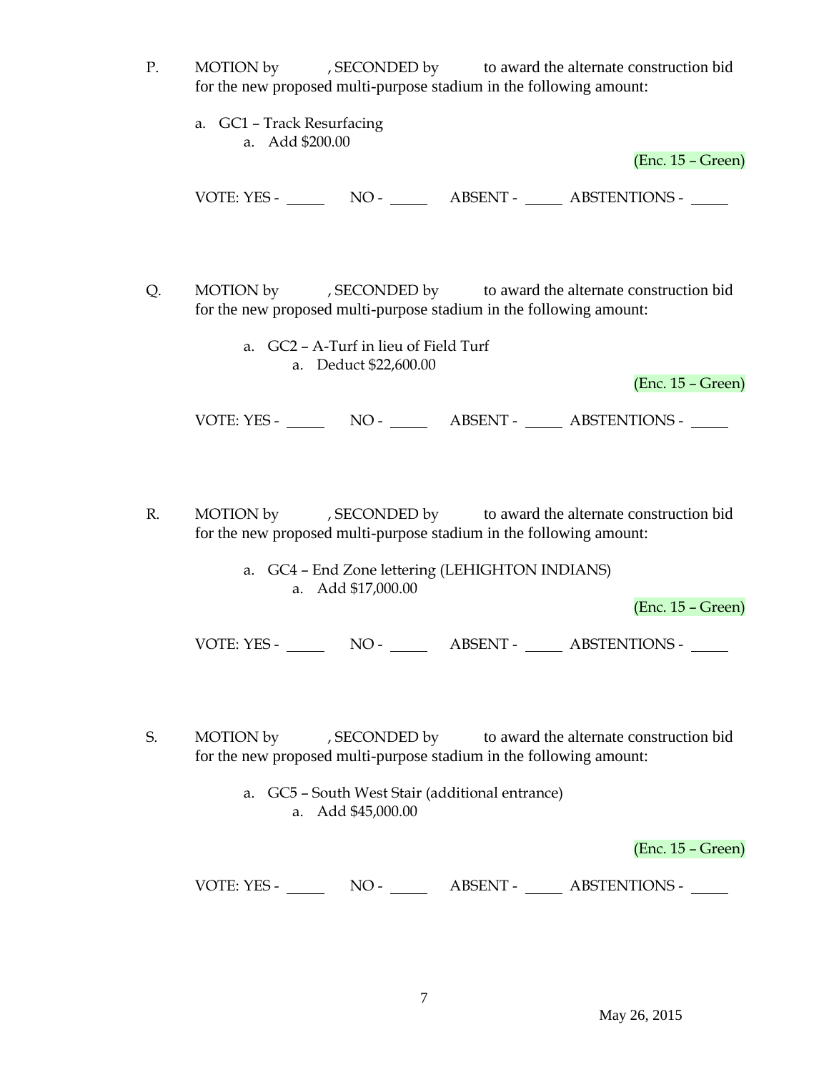P. MOTION by , SECONDED by to award the alternate construction bid for the new proposed multi-purpose stadium in the following amount:

a. GC1 – Track Resurfacing
   a. Add $200.00

(Enc. 15 – Green)

VOTE: YES - _____ NO - _____ ABSENT - _____ ABSTENTIONS - _____

Q. MOTION by , SECONDED by to award the alternate construction bid for the new proposed multi-purpose stadium in the following amount:

a. GC2 – A-Turf in lieu of Field Turf
   a. Deduct $22,600.00

(Enc. 15 – Green)

VOTE: YES - _____ NO - _____ ABSENT - _____ ABSTENTIONS - _____

R. MOTION by , SECONDED by to award the alternate construction bid for the new proposed multi-purpose stadium in the following amount:

a. GC4 – End Zone lettering (LEHIGHTON INDIANS)
   a. Add $17,000.00

(Enc. 15 – Green)

VOTE: YES - _____ NO - _____ ABSENT - _____ ABSTENTIONS - _____

S. MOTION by , SECONDED by to award the alternate construction bid for the new proposed multi-purpose stadium in the following amount:

a. GC5 – South West Stair (additional entrance)
   a. Add $45,000.00

(Enc. 15 – Green)

VOTE: YES - _____ NO - _____ ABSENT - _____ ABSTENTIONS - _____

May 26, 2015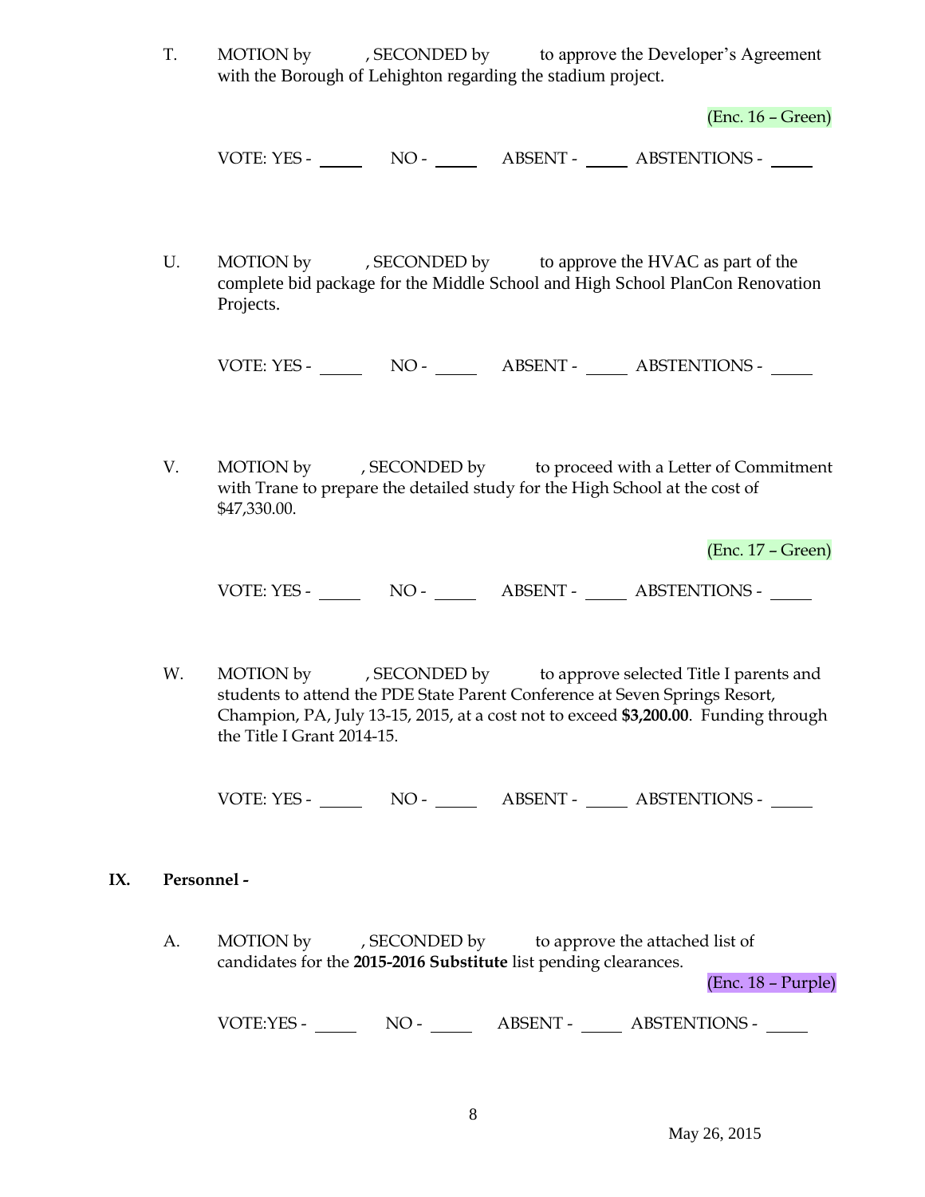T. MOTION by , SECONDED by to approve the Developer's Agreement with the Borough of Lehighton regarding the stadium project.

(Enc. 16 – Green)

VOTE: YES - _____ NO - _____ ABSENT - _____ ABSTENTIONS - _____

U. MOTION by , SECONDED by to approve the HVAC as part of the complete bid package for the Middle School and High School PlanCon Renovation Projects.

VOTE: YES - _____ NO - _____ ABSENT - _____ ABSTENTIONS - _____

V. MOTION by , SECONDED by to proceed with a Letter of Commitment with Trane to prepare the detailed study for the High School at the cost of $47,330.00.

(Enc. 17 – Green)

VOTE: YES - _____ NO - _____ ABSENT - _____ ABSTENTIONS - _____

W. MOTION by , SECONDED by to approve selected Title I parents and students to attend the PDE State Parent Conference at Seven Springs Resort, Champion, PA, July 13-15, 2015, at a cost not to exceed **$3,200.00**. Funding through the Title I Grant 2014-15.

VOTE: YES - _____ NO - _____ ABSENT - _____ ABSTENTIONS - _____

## IX. Personnel -

A. MOTION by , SECONDED by to approve the attached list of candidates for the **2015-2016 Substitute** list pending clearances.

(Enc. 18 – Purple)

VOTE:YES - _____ NO - _____ ABSENT - _____ ABSTENTIONS - _____

May 26, 2015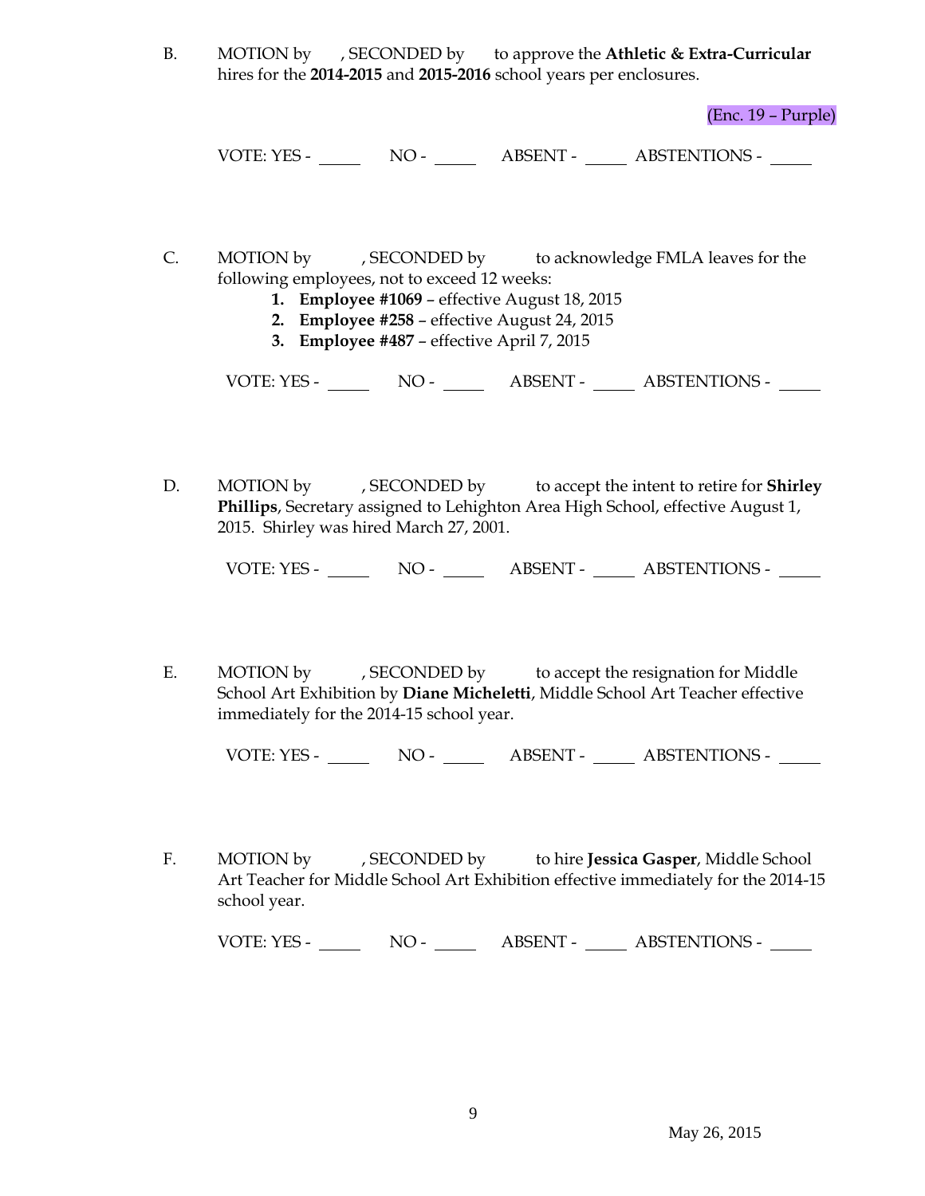B. MOTION by , SECONDED by to approve the **Athletic & Extra-Curricular** hires for the **2014-2015** and **2015-2016** school years per enclosures.

(Enc. 19 – Purple)

VOTE: YES - _____ NO - _____ ABSENT - _____ ABSTENTIONS - _____

C. MOTION by , SECONDED by to acknowledge FMLA leaves for the following employees, not to exceed 12 weeks:

1. **Employee #1069** – effective August 18, 2015
2. **Employee #258** – effective August 24, 2015
3. **Employee #487** – effective April 7, 2015

VOTE: YES - _____ NO - _____ ABSENT - _____ ABSTENTIONS - _____

D. MOTION by , SECONDED by to accept the intent to retire for **Shirley Phillips**, Secretary assigned to Lehighton Area High School, effective August 1, 2015. Shirley was hired March 27, 2001.

VOTE: YES - _____ NO - _____ ABSENT - _____ ABSTENTIONS - _____

E. MOTION by , SECONDED by to accept the resignation for Middle School Art Exhibition by **Diane Micheletti**, Middle School Art Teacher effective immediately for the 2014-15 school year.

VOTE: YES - _____ NO - _____ ABSENT - _____ ABSTENTIONS - _____

F. MOTION by , SECONDED by to hire **Jessica Gasper**, Middle School Art Teacher for Middle School Art Exhibition effective immediately for the 2014-15 school year.

VOTE: YES - _____ NO - _____ ABSENT - _____ ABSTENTIONS - _____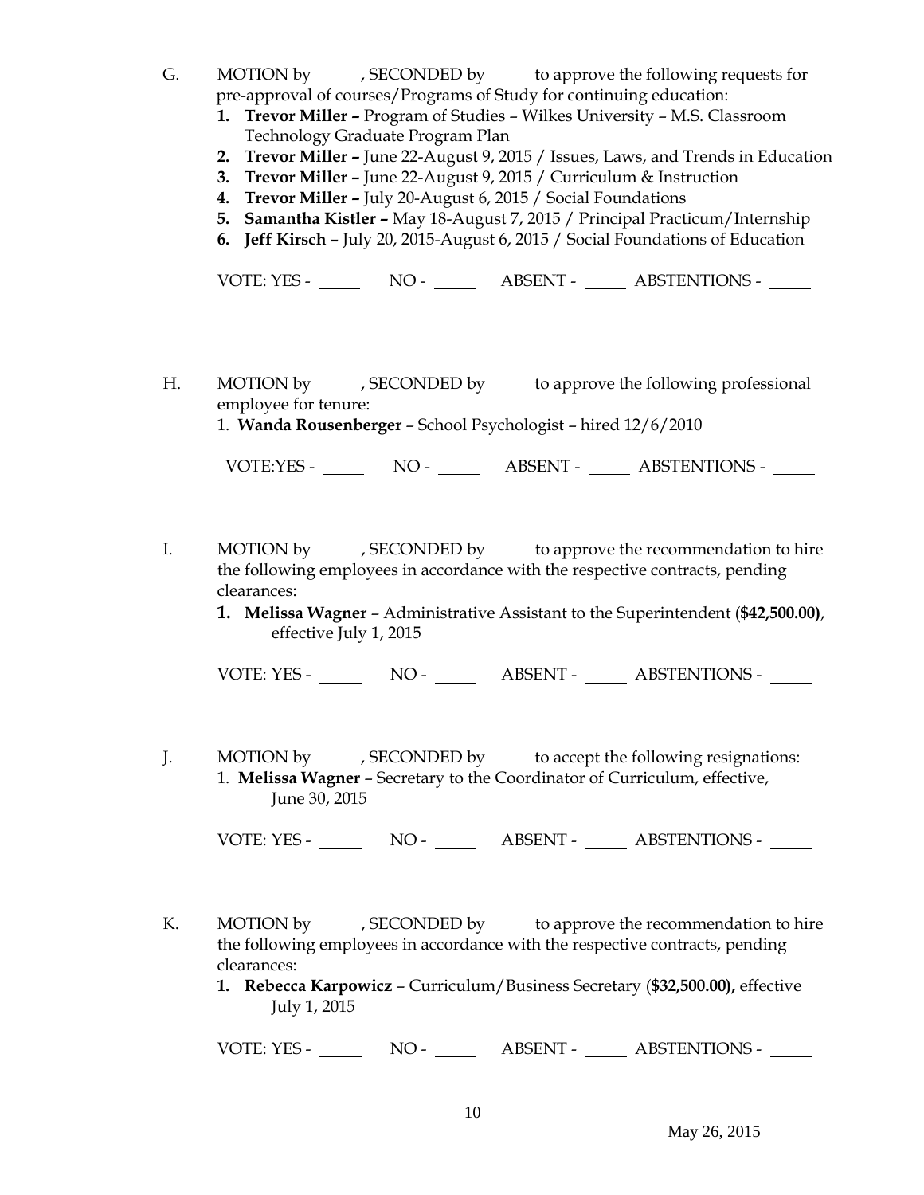G. MOTION by , SECONDED by to approve the following requests for pre-approval of courses/Programs of Study for continuing education:

1. **Trevor Miller –** Program of Studies – Wilkes University – M.S. Classroom Technology Graduate Program Plan
2. **Trevor Miller –** June 22-August 9, 2015 / Issues, Laws, and Trends in Education
3. **Trevor Miller –** June 22-August 9, 2015 / Curriculum & Instruction
4. **Trevor Miller –** July 20-August 6, 2015 / Social Foundations
5. **Samantha Kistler –** May 18-August 7, 2015 / Principal Practicum/Internship
6. **Jeff Kirsch –** July 20, 2015-August 6, 2015 / Social Foundations of Education

VOTE: YES - _____ NO - _____ ABSENT - _____ ABSTENTIONS - _____

H. MOTION by , SECONDED by to approve the following professional employee for tenure:

1. **Wanda Rousenberger** – School Psychologist – hired 12/6/2010

VOTE:YES - _____ NO - _____ ABSENT - _____ ABSTENTIONS - _____

I. MOTION by , SECONDED by to approve the recommendation to hire the following employees in accordance with the respective contracts, pending clearances:

1. **Melissa Wagner** – Administrative Assistant to the Superintendent (**$42,500.00)**, effective July 1, 2015

VOTE: YES - _____ NO - _____ ABSENT - _____ ABSTENTIONS - _____

J. MOTION by , SECONDED by to accept the following resignations:

1. **Melissa Wagner** – Secretary to the Coordinator of Curriculum, effective, June 30, 2015

VOTE: YES - _____ NO - _____ ABSENT - _____ ABSTENTIONS - _____

K. MOTION by , SECONDED by to approve the recommendation to hire the following employees in accordance with the respective contracts, pending clearances:

1. **Rebecca Karpowicz** – Curriculum/Business Secretary (**$32,500.00),** effective July 1, 2015

VOTE: YES - _____ NO - _____ ABSENT - _____ ABSTENTIONS - _____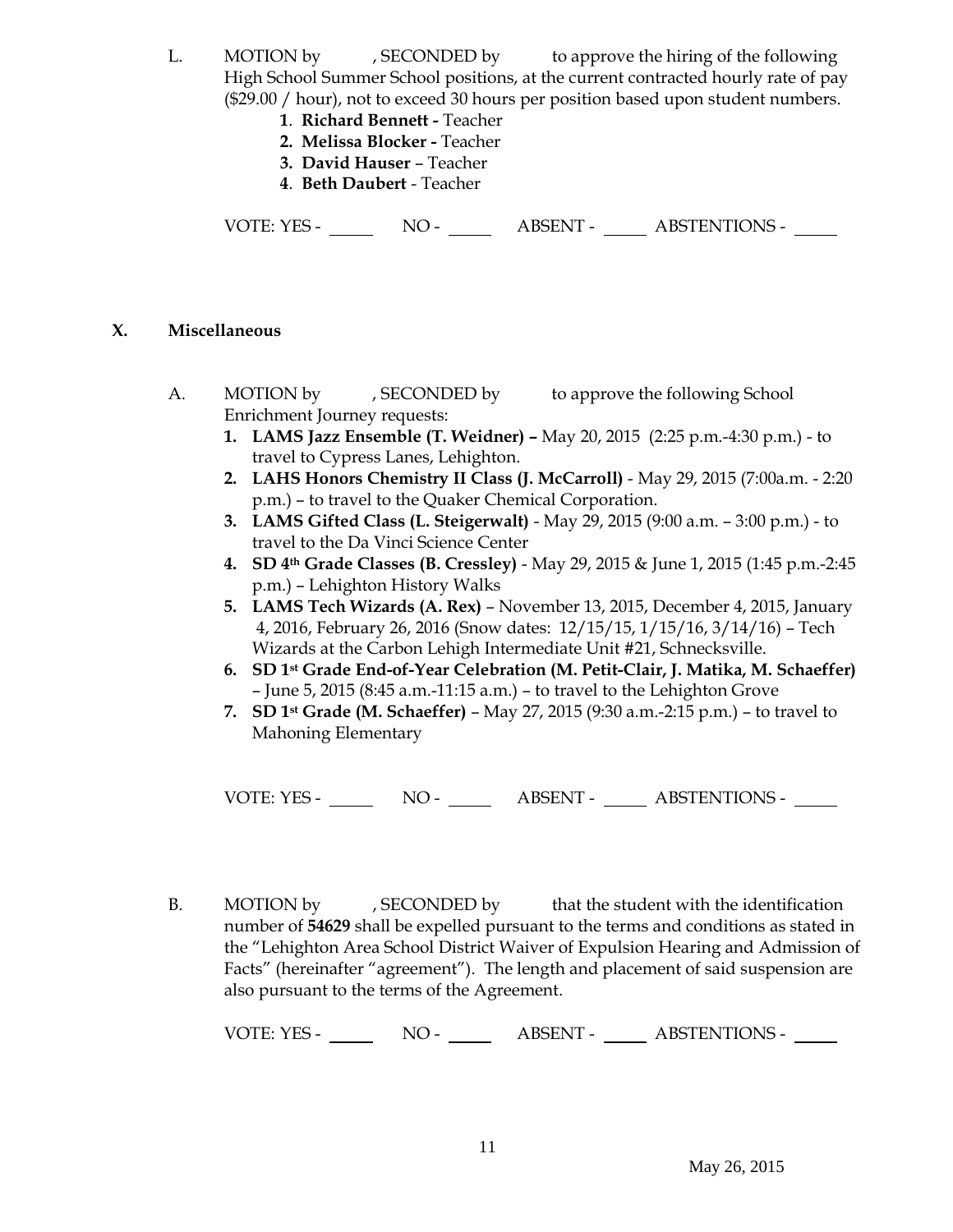L. MOTION by , SECONDED by to approve the hiring of the following High School Summer School positions, at the current contracted hourly rate of pay ($29.00 / hour), not to exceed 30 hours per position based upon student numbers.

1. **Richard Bennett -** Teacher
2. **Melissa Blocker -** Teacher
3. **David Hauser** – Teacher
4. **Beth Daubert** - Teacher

VOTE: YES - _____ NO - _____ ABSENT - _____ ABSTENTIONS - _____

## X. Miscellaneous

A. MOTION by , SECONDED by to approve the following School Enrichment Journey requests:

1. **LAMS Jazz Ensemble (T. Weidner) –** May 20, 2015 (2:25 p.m.-4:30 p.m.) - to travel to Cypress Lanes, Lehighton.
2. **LAHS Honors Chemistry II Class (J. McCarroll)** - May 29, 2015 (7:00a.m. - 2:20 p.m.) – to travel to the Quaker Chemical Corporation.
3. **LAMS Gifted Class (L. Steigerwalt)** - May 29, 2015 (9:00 a.m. – 3:00 p.m.) - to travel to the Da Vinci Science Center
4. **SD 4th Grade Classes (B. Cressley)** - May 29, 2015 & June 1, 2015 (1:45 p.m.-2:45 p.m.) – Lehighton History Walks
5. **LAMS Tech Wizards (A. Rex)** – November 13, 2015, December 4, 2015, January 4, 2016, February 26, 2016 (Snow dates: 12/15/15, 1/15/16, 3/14/16) – Tech Wizards at the Carbon Lehigh Intermediate Unit #21, Schnecksville.
6. **SD 1st Grade End-of-Year Celebration (M. Petit-Clair, J. Matika, M. Schaeffer)** – June 5, 2015 (8:45 a.m.-11:15 a.m.) – to travel to the Lehighton Grove
7. **SD 1st Grade (M. Schaeffer)** – May 27, 2015 (9:30 a.m.-2:15 p.m.) – to travel to Mahoning Elementary

VOTE: YES - _____ NO - _____ ABSENT - _____ ABSTENTIONS - _____

B. MOTION by , SECONDED by that the student with the identification number of **54629** shall be expelled pursuant to the terms and conditions as stated in the "Lehighton Area School District Waiver of Expulsion Hearing and Admission of Facts" (hereinafter "agreement"). The length and placement of said suspension are also pursuant to the terms of the Agreement.

VOTE: YES - _____ NO - _____ ABSENT - _____ ABSTENTIONS - _____

May 26, 2015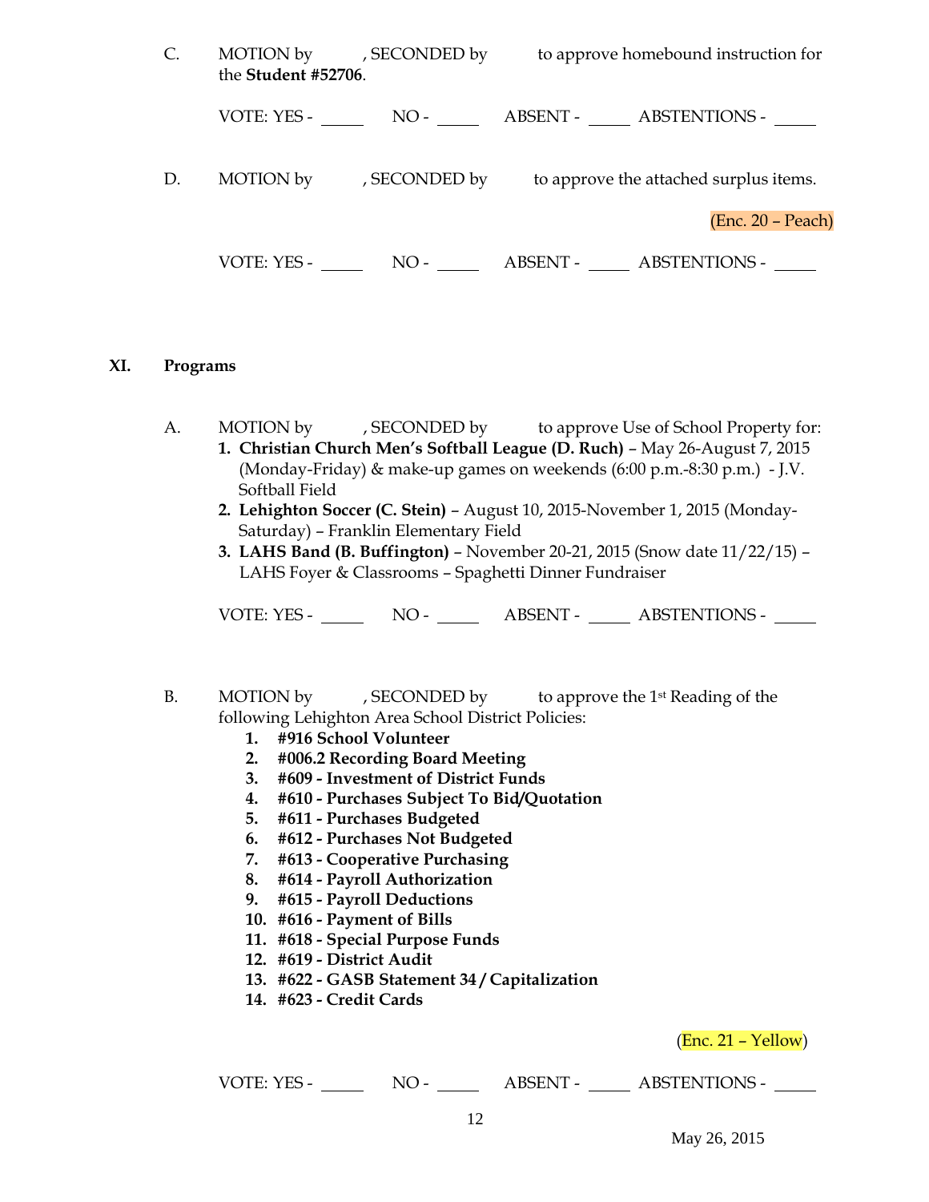C. MOTION by , SECONDED by to approve homebound instruction for the **Student #52706**.

VOTE: YES - _____ NO - _____ ABSENT - _____ ABSTENTIONS - _____

D. MOTION by , SECONDED by to approve the attached surplus items.

(Enc. 20 – Peach)

VOTE: YES - _____ NO - _____ ABSENT - _____ ABSTENTIONS - _____

## XI. Programs

A. MOTION by , SECONDED by to approve Use of School Property for:

1. **Christian Church Men's Softball League (D. Ruch)** – May 26-August 7, 2015 (Monday-Friday) & make-up games on weekends (6:00 p.m.-8:30 p.m.) - J.V. Softball Field
2. **Lehighton Soccer (C. Stein)** – August 10, 2015-November 1, 2015 (Monday-Saturday) – Franklin Elementary Field
3. **LAHS Band (B. Buffington)** – November 20-21, 2015 (Snow date 11/22/15) – LAHS Foyer & Classrooms – Spaghetti Dinner Fundraiser

VOTE: YES - _____ NO - _____ ABSENT - _____ ABSTENTIONS - _____

B. MOTION by , SECONDED by to approve the 1st Reading of the following Lehighton Area School District Policies:

1. **#916 School Volunteer**
2. **#006.2 Recording Board Meeting**
3. **#609 - Investment of District Funds**
4. **#610 - Purchases Subject To Bid/Quotation**
5. **#611 - Purchases Budgeted**
6. **#612 - Purchases Not Budgeted**
7. **#613 - Cooperative Purchasing**
8. **#614 - Payroll Authorization**
9. **#615 - Payroll Deductions**
10. **#616 - Payment of Bills**
11. **#618 - Special Purpose Funds**
12. **#619 - District Audit**
13. **#622 - GASB Statement 34 / Capitalization**
14. **#623 - Credit Cards**

(Enc. 21 – Yellow)

VOTE: YES - _____ NO - _____ ABSENT - _____ ABSTENTIONS - _____

May 26, 2015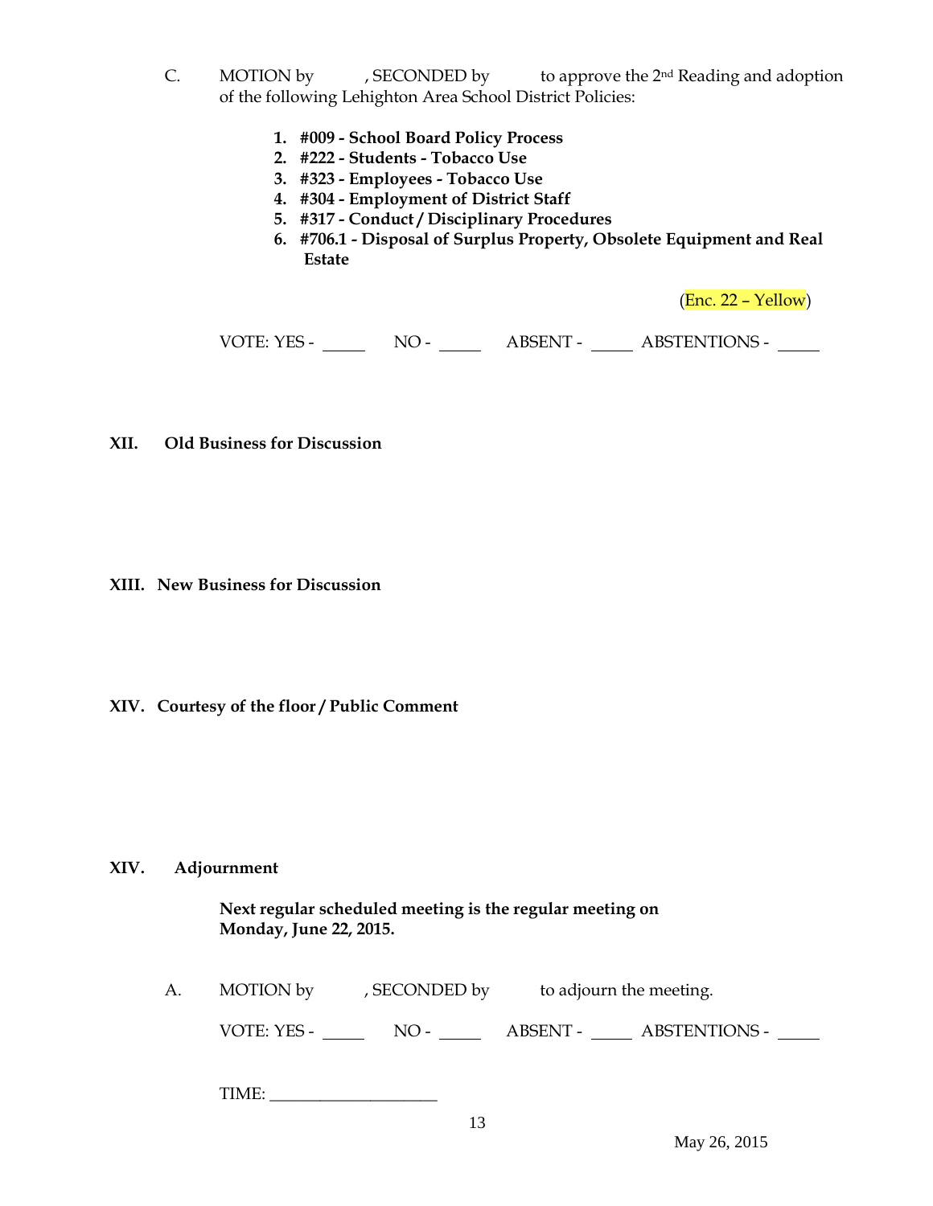C. MOTION by \_\_\_\_\_, SECONDED by \_\_\_\_\_ to approve the 2nd Reading and adoption of the following Lehighton Area School District Policies:

1. **#009 - School Board Policy Process**
2. **#222 - Students - Tobacco Use**
3. **#323 - Employees - Tobacco Use**
4. **#304 - Employment of District Staff**
5. **#317 - Conduct / Disciplinary Procedures**
6. **#706.1 - Disposal of Surplus Property, Obsolete Equipment and Real Estate**

(Enc. 22 – Yellow)

VOTE: YES - \_\_\_\_\_ NO - \_\_\_\_\_ ABSENT - \_\_\_\_\_ ABSTENTIONS - \_\_\_\_\_

**XII. Old Business for Discussion**

**XIII. New Business for Discussion**

**XIV. Courtesy of the floor / Public Comment**

**XIV. Adjournment**

**Next regular scheduled meeting is the regular meeting on Monday, June 22, 2015.**

A. MOTION by \_\_\_\_\_, SECONDED by \_\_\_\_\_ to adjourn the meeting.

VOTE: YES - \_\_\_\_\_ NO - \_\_\_\_\_ ABSENT - \_\_\_\_\_ ABSTENTIONS - \_\_\_\_\_

TIME: \_\_\_\_\_\_\_\_\_\_\_\_\_\_\_\_\_\_\_\_

May 26, 2015